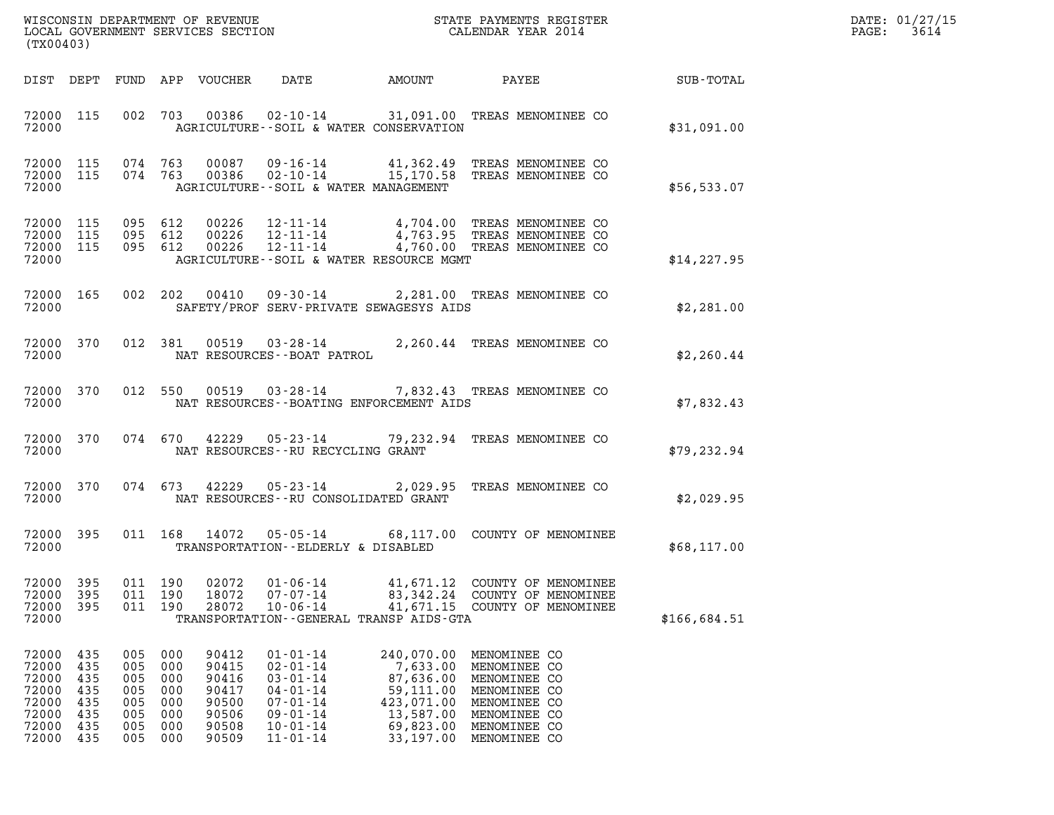WISCONSIN DEPARTMENT OF REVENUE
LOCAL GOVERNMENT SERVICES SECTION
(TX00403)

STATE PAYMENTS REGISTER
CALENDAR YEAR 2014

DATE: 01/27/15
PAGE: 3614

| DIST | DEPT | FUND | APP | VOUCHER | DATE | AMOUNT | PAYEE | SUB-TOTAL |
|---|---|---|---|---|---|---|---|---|
| 72000 | 115 | 002 | 703 | 00386 | 02-10-14 | 31,091.00 | TREAS MENOMINEE CO | |
| 72000 | | | | | AGRICULTURE--SOIL & WATER CONSERVATION | | | $31,091.00 |
| 72000 | 115 | 074 | 763 | 00087 | 09-16-14 | 41,362.49 | TREAS MENOMINEE CO | |
| 72000 | 115 | 074 | 763 | 00386 | 02-10-14 | 15,170.58 | TREAS MENOMINEE CO | |
| 72000 | | | | | AGRICULTURE--SOIL & WATER MANAGEMENT | | | $56,533.07 |
| 72000 | 115 | 095 | 612 | 00226 | 12-11-14 | 4,704.00 | TREAS MENOMINEE CO | |
| 72000 | 115 | 095 | 612 | 00226 | 12-11-14 | 4,763.95 | TREAS MENOMINEE CO | |
| 72000 | 115 | 095 | 612 | 00226 | 12-11-14 | 4,760.00 | TREAS MENOMINEE CO | |
| 72000 | | | | | AGRICULTURE--SOIL & WATER RESOURCE MGMT | | | $14,227.95 |
| 72000 | 165 | 002 | 202 | 00410 | 09-30-14 | 2,281.00 | TREAS MENOMINEE CO | |
| 72000 | | | | | SAFETY/PROF SERV-PRIVATE SEWAGESYS AIDS | | | $2,281.00 |
| 72000 | 370 | 012 | 381 | 00519 | 03-28-14 | 2,260.44 | TREAS MENOMINEE CO | |
| 72000 | | | | | NAT RESOURCES--BOAT PATROL | | | $2,260.44 |
| 72000 | 370 | 012 | 550 | 00519 | 03-28-14 | 7,832.43 | TREAS MENOMINEE CO | |
| 72000 | | | | | NAT RESOURCES--BOATING ENFORCEMENT AIDS | | | $7,832.43 |
| 72000 | 370 | 074 | 670 | 42229 | 05-23-14 | 79,232.94 | TREAS MENOMINEE CO | |
| 72000 | | | | | NAT RESOURCES--RU RECYCLING GRANT | | | $79,232.94 |
| 72000 | 370 | 074 | 673 | 42229 | 05-23-14 | 2,029.95 | TREAS MENOMINEE CO | |
| 72000 | | | | | NAT RESOURCES--RU CONSOLIDATED GRANT | | | $2,029.95 |
| 72000 | 395 | 011 | 168 | 14072 | 05-05-14 | 68,117.00 | COUNTY OF MENOMINEE | |
| 72000 | | | | | TRANSPORTATION--ELDERLY & DISABLED | | | $68,117.00 |
| 72000 | 395 | 011 | 190 | 02072 | 01-06-14 | 41,671.12 | COUNTY OF MENOMINEE | |
| 72000 | 395 | 011 | 190 | 18072 | 07-07-14 | 83,342.24 | COUNTY OF MENOMINEE | |
| 72000 | 395 | 011 | 190 | 28072 | 10-06-14 | 41,671.15 | COUNTY OF MENOMINEE | |
| 72000 | | | | | TRANSPORTATION--GENERAL TRANSP AIDS-GTA | | | $166,684.51 |
| 72000 | 435 | 005 | 000 | 90412 | 01-01-14 | 240,070.00 | MENOMINEE CO | |
| 72000 | 435 | 005 | 000 | 90415 | 02-01-14 | 7,633.00 | MENOMINEE CO | |
| 72000 | 435 | 005 | 000 | 90416 | 03-01-14 | 87,636.00 | MENOMINEE CO | |
| 72000 | 435 | 005 | 000 | 90417 | 04-01-14 | 59,111.00 | MENOMINEE CO | |
| 72000 | 435 | 005 | 000 | 90500 | 07-01-14 | 423,071.00 | MENOMINEE CO | |
| 72000 | 435 | 005 | 000 | 90506 | 09-01-14 | 13,587.00 | MENOMINEE CO | |
| 72000 | 435 | 005 | 000 | 90508 | 10-01-14 | 69,823.00 | MENOMINEE CO | |
| 72000 | 435 | 005 | 000 | 90509 | 11-01-14 | 33,197.00 | MENOMINEE CO | |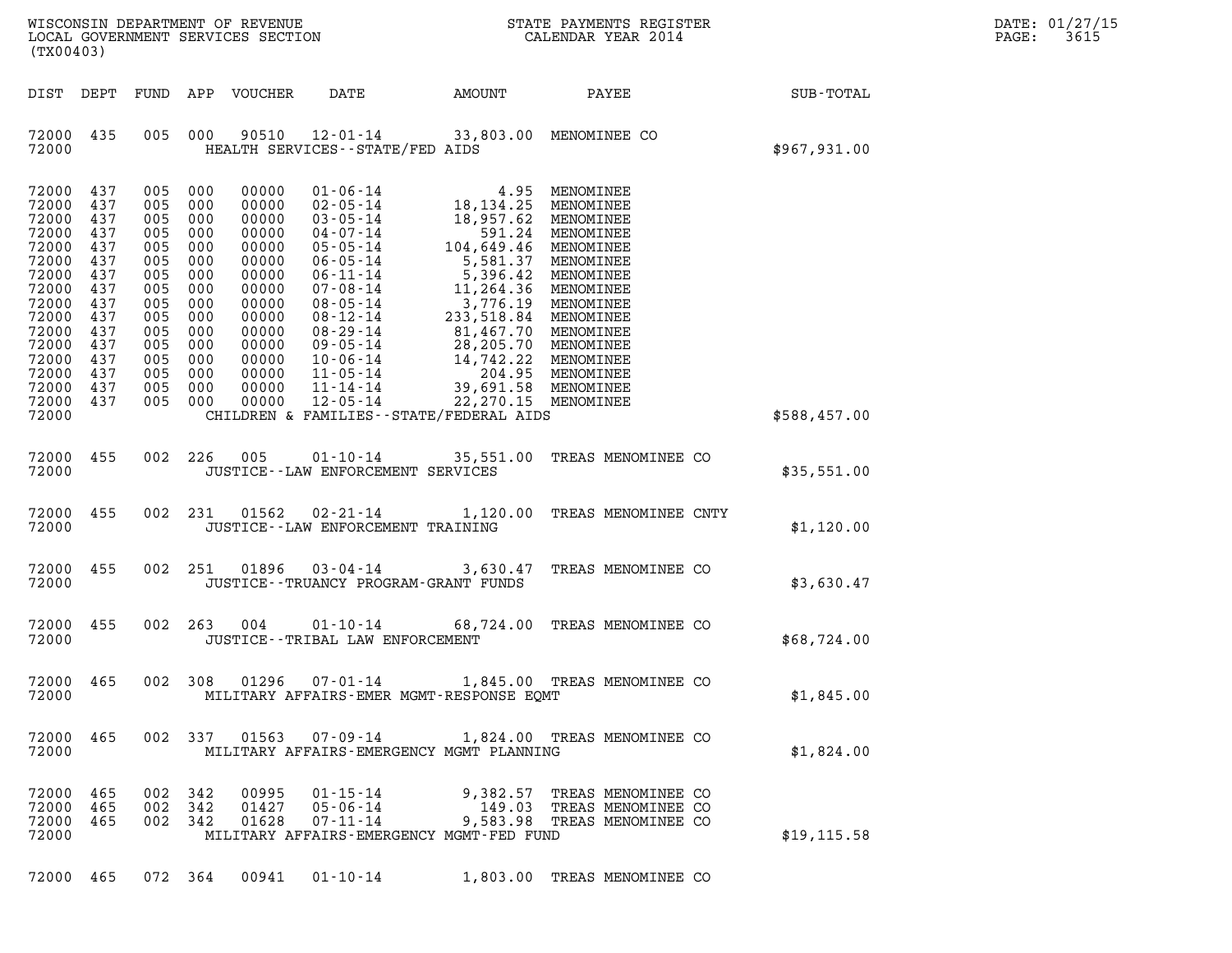| DIST | DEPT | FUND | APP | VOUCHER | DATE | AMOUNT | PAYEE | SUB-TOTAL |
|---|---|---|---|---|---|---|---|---|
| 72000 | 435 | 005 | 000 | 90510 | 12-01-14 | 33,803.00 | MENOMINEE CO | |
| 72000 | | | | | HEALTH SERVICES--STATE/FED AIDS | | | $967,931.00 |
| 72000 | 437 | 005 | 000 | 00000 | 01-06-14 | 4.95 | MENOMINEE | |
| 72000 | 437 | 005 | 000 | 00000 | 02-05-14 | 18,134.25 | MENOMINEE | |
| 72000 | 437 | 005 | 000 | 00000 | 03-05-14 | 18,957.62 | MENOMINEE | |
| 72000 | 437 | 005 | 000 | 00000 | 04-07-14 | 591.24 | MENOMINEE | |
| 72000 | 437 | 005 | 000 | 00000 | 05-05-14 | 104,649.46 | MENOMINEE | |
| 72000 | 437 | 005 | 000 | 00000 | 06-05-14 | 5,581.37 | MENOMINEE | |
| 72000 | 437 | 005 | 000 | 00000 | 06-11-14 | 5,396.42 | MENOMINEE | |
| 72000 | 437 | 005 | 000 | 00000 | 07-08-14 | 11,264.36 | MENOMINEE | |
| 72000 | 437 | 005 | 000 | 00000 | 08-05-14 | 3,776.19 | MENOMINEE | |
| 72000 | 437 | 005 | 000 | 00000 | 08-12-14 | 233,518.84 | MENOMINEE | |
| 72000 | 437 | 005 | 000 | 00000 | 08-29-14 | 81,467.70 | MENOMINEE | |
| 72000 | 437 | 005 | 000 | 00000 | 09-05-14 | 28,205.70 | MENOMINEE | |
| 72000 | 437 | 005 | 000 | 00000 | 10-06-14 | 14,742.22 | MENOMINEE | |
| 72000 | 437 | 005 | 000 | 00000 | 11-05-14 | 204.95 | MENOMINEE | |
| 72000 | 437 | 005 | 000 | 00000 | 11-14-14 | 39,691.58 | MENOMINEE | |
| 72000 | 437 | 005 | 000 | 00000 | 12-05-14 | 22,270.15 | MENOMINEE | |
| 72000 | | | | | CHILDREN & FAMILIES--STATE/FEDERAL AIDS | | | $588,457.00 |
| 72000 | 455 | 002 | 226 | 005 | 01-10-14 | 35,551.00 | TREAS MENOMINEE CO | |
| 72000 | | | | | JUSTICE--LAW ENFORCEMENT SERVICES | | | $35,551.00 |
| 72000 | 455 | 002 | 231 | 01562 | 02-21-14 | 1,120.00 | TREAS MENOMINEE CNTY | |
| 72000 | | | | | JUSTICE--LAW ENFORCEMENT TRAINING | | | $1,120.00 |
| 72000 | 455 | 002 | 251 | 01896 | 03-04-14 | 3,630.47 | TREAS MENOMINEE CO | |
| 72000 | | | | | JUSTICE--TRUANCY PROGRAM-GRANT FUNDS | | | $3,630.47 |
| 72000 | 455 | 002 | 263 | 004 | 01-10-14 | 68,724.00 | TREAS MENOMINEE CO | |
| 72000 | | | | | JUSTICE--TRIBAL LAW ENFORCEMENT | | | $68,724.00 |
| 72000 | 465 | 002 | 308 | 01296 | 07-01-14 | 1,845.00 | TREAS MENOMINEE CO | |
| 72000 | | | | | MILITARY AFFAIRS-EMER MGMT-RESPONSE EQMT | | | $1,845.00 |
| 72000 | 465 | 002 | 337 | 01563 | 07-09-14 | 1,824.00 | TREAS MENOMINEE CO | |
| 72000 | | | | | MILITARY AFFAIRS-EMERGENCY MGMT PLANNING | | | $1,824.00 |
| 72000 | 465 | 002 | 342 | 00995 | 01-15-14 | 9,382.57 | TREAS MENOMINEE CO | |
| 72000 | 465 | 002 | 342 | 01427 | 05-06-14 | 149.03 | TREAS MENOMINEE CO | |
| 72000 | 465 | 002 | 342 | 01628 | 07-11-14 | 9,583.98 | TREAS MENOMINEE CO | |
| 72000 | | | | | MILITARY AFFAIRS-EMERGENCY MGMT-FED FUND | | | $19,115.58 |
| 72000 | 465 | 072 | 364 | 00941 | 01-10-14 | 1,803.00 | TREAS MENOMINEE CO | |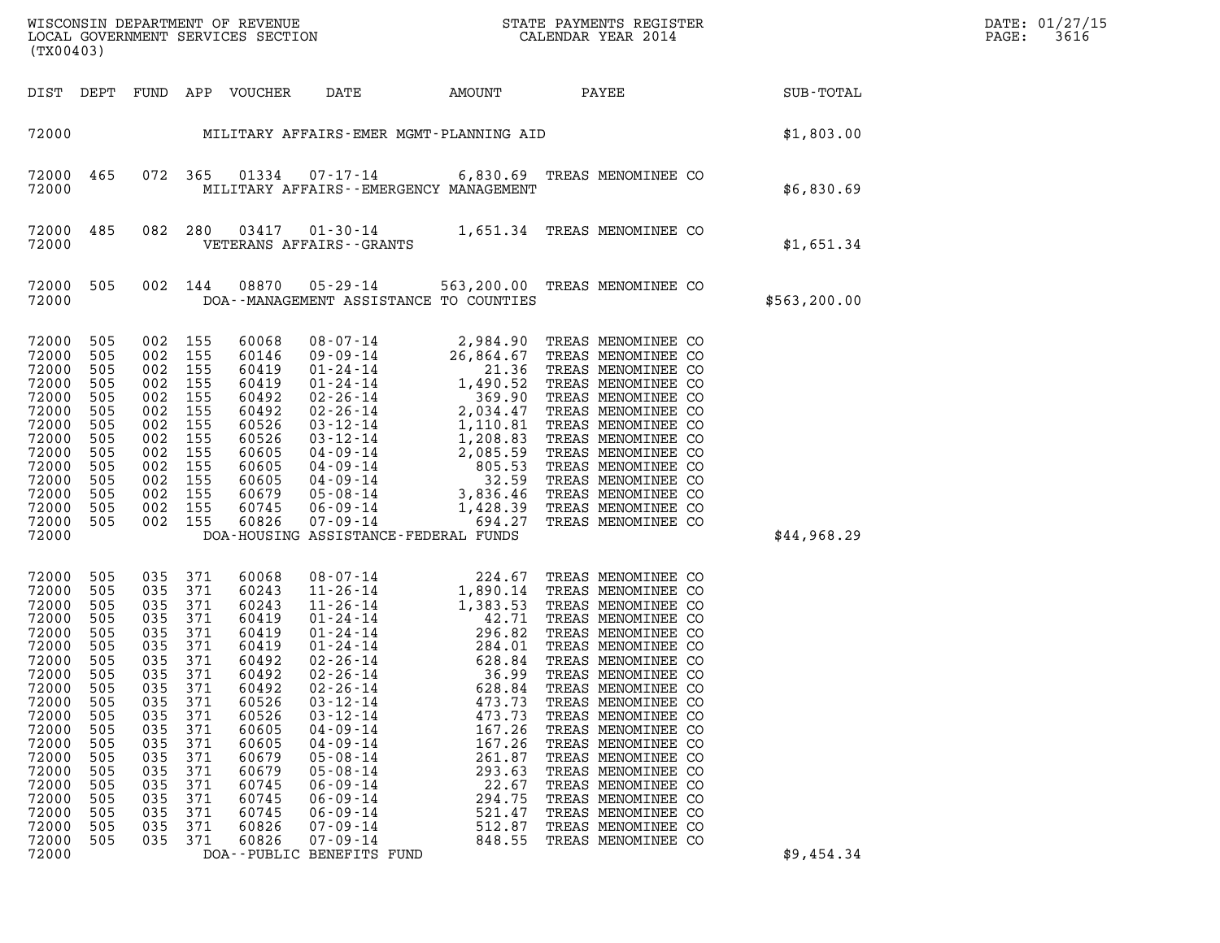WISCONSIN DEPARTMENT OF REVENUE
LOCAL GOVERNMENT SERVICES SECTION
(TX00403)

STATE PAYMENTS REGISTER
CALENDAR YEAR 2014

DATE: 01/27/15

| DIST | DEPT | FUND | APP | VOUCHER | DATE | AMOUNT | PAYEE | SUB-TOTAL |
|---|---|---|---|---|---|---|---|---|
| 72000 | | | | MILITARY AFFAIRS-EMER MGMT-PLANNING AID | | | | $1,803.00 |
| 72000 | 465 | 072 | 365 | 01334 | 07-17-14 | 6,830.69 | TREAS MENOMINEE CO | |
| 72000 | | | | MILITARY AFFAIRS--EMERGENCY MANAGEMENT | | | | $6,830.69 |
| 72000 | 485 | 082 | 280 | 03417 | 01-30-14 | 1,651.34 | TREAS MENOMINEE CO | |
| 72000 | | | | VETERANS AFFAIRS--GRANTS | | | | $1,651.34 |
| 72000 | 505 | 002 | 144 | 08870 | 05-29-14 | 563,200.00 | TREAS MENOMINEE CO | |
| 72000 | | | | DOA--MANAGEMENT ASSISTANCE TO COUNTIES | | | | $563,200.00 |
| 72000 | 505 | 002 | 155 | 60068 | 08-07-14 | 2,984.90 | TREAS MENOMINEE CO | |
| 72000 | 505 | 002 | 155 | 60146 | 09-09-14 | 26,864.67 | TREAS MENOMINEE CO | |
| 72000 | 505 | 002 | 155 | 60419 | 01-24-14 | 21.36 | TREAS MENOMINEE CO | |
| 72000 | 505 | 002 | 155 | 60419 | 01-24-14 | 1,490.52 | TREAS MENOMINEE CO | |
| 72000 | 505 | 002 | 155 | 60492 | 02-26-14 | 369.90 | TREAS MENOMINEE CO | |
| 72000 | 505 | 002 | 155 | 60492 | 02-26-14 | 2,034.47 | TREAS MENOMINEE CO | |
| 72000 | 505 | 002 | 155 | 60526 | 03-12-14 | 1,110.81 | TREAS MENOMINEE CO | |
| 72000 | 505 | 002 | 155 | 60526 | 03-12-14 | 1,208.83 | TREAS MENOMINEE CO | |
| 72000 | 505 | 002 | 155 | 60605 | 04-09-14 | 2,085.59 | TREAS MENOMINEE CO | |
| 72000 | 505 | 002 | 155 | 60605 | 04-09-14 | 805.53 | TREAS MENOMINEE CO | |
| 72000 | 505 | 002 | 155 | 60605 | 04-09-14 | 32.59 | TREAS MENOMINEE CO | |
| 72000 | 505 | 002 | 155 | 60679 | 05-08-14 | 3,836.46 | TREAS MENOMINEE CO | |
| 72000 | 505 | 002 | 155 | 60745 | 06-09-14 | 1,428.39 | TREAS MENOMINEE CO | |
| 72000 | 505 | 002 | 155 | 60826 | 07-09-14 | 694.27 | TREAS MENOMINEE CO | |
| 72000 | | | | DOA-HOUSING ASSISTANCE-FEDERAL FUNDS | | | | $44,968.29 |
| 72000 | 505 | 035 | 371 | 60068 | 08-07-14 | 224.67 | TREAS MENOMINEE CO | |
| 72000 | 505 | 035 | 371 | 60243 | 11-26-14 | 1,890.14 | TREAS MENOMINEE CO | |
| 72000 | 505 | 035 | 371 | 60243 | 11-26-14 | 1,383.53 | TREAS MENOMINEE CO | |
| 72000 | 505 | 035 | 371 | 60419 | 01-24-14 | 42.71 | TREAS MENOMINEE CO | |
| 72000 | 505 | 035 | 371 | 60419 | 01-24-14 | 296.82 | TREAS MENOMINEE CO | |
| 72000 | 505 | 035 | 371 | 60419 | 01-24-14 | 284.01 | TREAS MENOMINEE CO | |
| 72000 | 505 | 035 | 371 | 60492 | 02-26-14 | 628.84 | TREAS MENOMINEE CO | |
| 72000 | 505 | 035 | 371 | 60492 | 02-26-14 | 36.99 | TREAS MENOMINEE CO | |
| 72000 | 505 | 035 | 371 | 60492 | 02-26-14 | 628.84 | TREAS MENOMINEE CO | |
| 72000 | 505 | 035 | 371 | 60526 | 03-12-14 | 473.73 | TREAS MENOMINEE CO | |
| 72000 | 505 | 035 | 371 | 60526 | 03-12-14 | 473.73 | TREAS MENOMINEE CO | |
| 72000 | 505 | 035 | 371 | 60605 | 04-09-14 | 167.26 | TREAS MENOMINEE CO | |
| 72000 | 505 | 035 | 371 | 60605 | 04-09-14 | 167.26 | TREAS MENOMINEE CO | |
| 72000 | 505 | 035 | 371 | 60679 | 05-08-14 | 261.87 | TREAS MENOMINEE CO | |
| 72000 | 505 | 035 | 371 | 60679 | 05-08-14 | 293.63 | TREAS MENOMINEE CO | |
| 72000 | 505 | 035 | 371 | 60745 | 06-09-14 | 22.67 | TREAS MENOMINEE CO | |
| 72000 | 505 | 035 | 371 | 60745 | 06-09-14 | 294.75 | TREAS MENOMINEE CO | |
| 72000 | 505 | 035 | 371 | 60745 | 06-09-14 | 521.47 | TREAS MENOMINEE CO | |
| 72000 | 505 | 035 | 371 | 60826 | 07-09-14 | 512.87 | TREAS MENOMINEE CO | |
| 72000 | 505 | 035 | 371 | 60826 | 07-09-14 | 848.55 | TREAS MENOMINEE CO | |
| 72000 | | | | DOA--PUBLIC BENEFITS FUND | | | | $9,454.34 |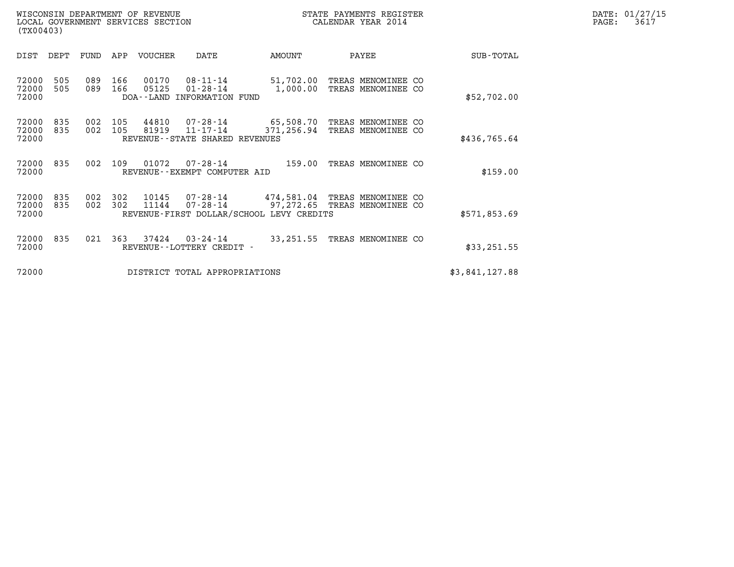WISCONSIN DEPARTMENT OF REVENUE
LOCAL GOVERNMENT SERVICES SECTION
(TX00403)

STATE PAYMENTS REGISTER
CALENDAR YEAR 2014

DATE: 01/27/15
PAGE: 3617

| DIST | DEPT | FUND | APP | VOUCHER | DATE | AMOUNT | PAYEE | SUB-TOTAL |
|---|---|---|---|---|---|---|---|---|
| 72000 | 505 | 089 | 166 | 00170 | 08-11-14 | 51,702.00 | TREAS MENOMINEE CO | |
| 72000 | 505 | 089 | 166 | 05125 | 01-28-14 | 1,000.00 | TREAS MENOMINEE CO | |
| 72000 | | | | DOA--LAND INFORMATION FUND | | | | $52,702.00 |
| 72000 | 835 | 002 | 105 | 44810 | 07-28-14 | 65,508.70 | TREAS MENOMINEE CO | |
| 72000 | 835 | 002 | 105 | 81919 | 11-17-14 | 371,256.94 | TREAS MENOMINEE CO | |
| 72000 | | | | REVENUE--STATE SHARED REVENUES | | | | $436,765.64 |
| 72000 | 835 | 002 | 109 | 01072 | 07-28-14 | 159.00 | TREAS MENOMINEE CO | |
| 72000 | | | | REVENUE--EXEMPT COMPUTER AID | | | | $159.00 |
| 72000 | 835 | 002 | 302 | 10145 | 07-28-14 | 474,581.04 | TREAS MENOMINEE CO | |
| 72000 | 835 | 002 | 302 | 11144 | 07-28-14 | 97,272.65 | TREAS MENOMINEE CO | |
| 72000 | | | | REVENUE-FIRST DOLLAR/SCHOOL LEVY CREDITS | | | | $571,853.69 |
| 72000 | 835 | 021 | 363 | 37424 | 03-24-14 | 33,251.55 | TREAS MENOMINEE CO | |
| 72000 | | | | REVENUE--LOTTERY CREDIT - | | | | $33,251.55 |
| 72000 | | | | DISTRICT TOTAL APPROPRIATIONS | | | | $3,841,127.88 |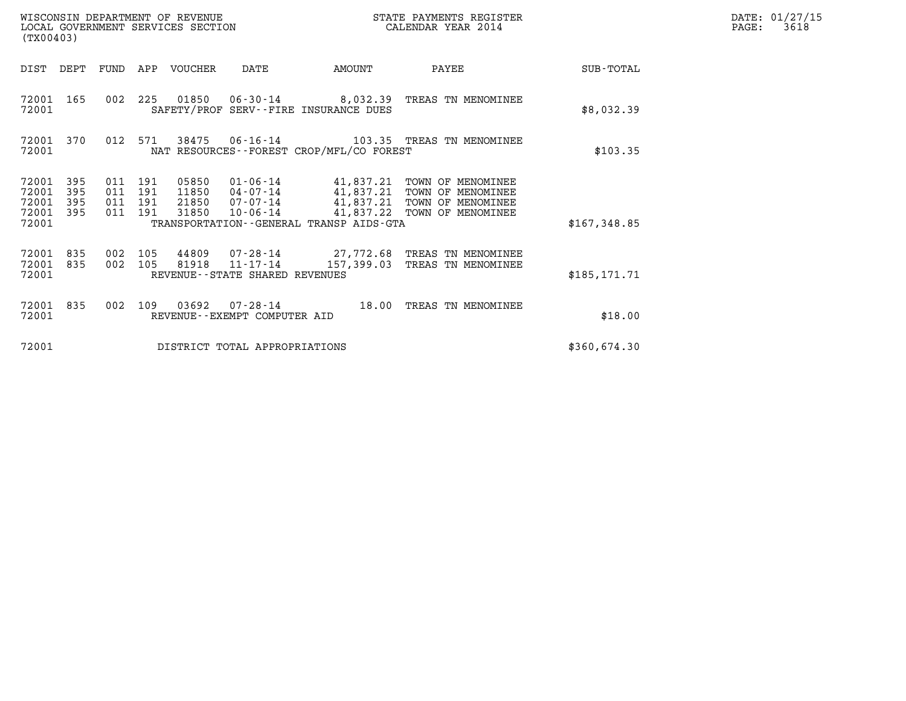WISCONSIN DEPARTMENT OF REVENUE
LOCAL GOVERNMENT SERVICES SECTION
(TX00403)

STATE PAYMENTS REGISTER
CALENDAR YEAR 2014

DATE: 01/27/15

| DIST | DEPT | FUND | APP | VOUCHER | DATE | AMOUNT | PAYEE | SUB-TOTAL |
|---|---|---|---|---|---|---|---|---|
| 72001 | 165 | 002 | 225 | 01850 | 06-30-14 | 8,032.39 | TREAS TN MENOMINEE | |
| 72001 | | | | SAFETY/PROF SERV--FIRE INSURANCE DUES | | | | $8,032.39 |
| 72001 | 370 | 012 | 571 | 38475 | 06-16-14 | 103.35 | TREAS TN MENOMINEE | |
| 72001 | | | | NAT RESOURCES--FOREST CROP/MFL/CO FOREST | | | | $103.35 |
| 72001 | 395 | 011 | 191 | 05850 | 01-06-14 | 41,837.21 | TOWN OF MENOMINEE | |
| 72001 | 395 | 011 | 191 | 11850 | 04-07-14 | 41,837.21 | TOWN OF MENOMINEE | |
| 72001 | 395 | 011 | 191 | 21850 | 07-07-14 | 41,837.21 | TOWN OF MENOMINEE | |
| 72001 | 395 | 011 | 191 | 31850 | 10-06-14 | 41,837.22 | TOWN OF MENOMINEE | |
| 72001 | | | | TRANSPORTATION--GENERAL TRANSP AIDS-GTA | | | | $167,348.85 |
| 72001 | 835 | 002 | 105 | 44809 | 07-28-14 | 27,772.68 | TREAS TN MENOMINEE | |
| 72001 | 835 | 002 | 105 | 81918 | 11-17-14 | 157,399.03 | TREAS TN MENOMINEE | |
| 72001 | | | | REVENUE--STATE SHARED REVENUES | | | | $185,171.71 |
| 72001 | 835 | 002 | 109 | 03692 | 07-28-14 | 18.00 | TREAS TN MENOMINEE | |
| 72001 | | | | REVENUE--EXEMPT COMPUTER AID | | | | $18.00 |
| 72001 | | | | DISTRICT TOTAL APPROPRIATIONS | | | | $360,674.30 |